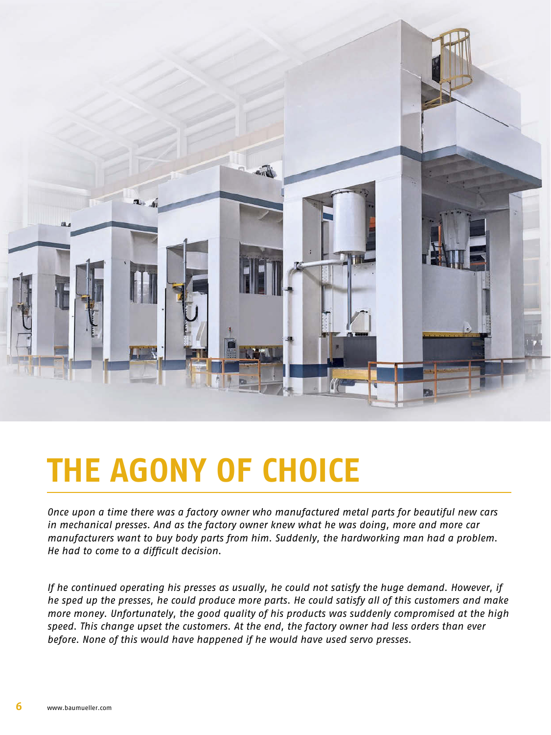# THE AGONY OF CHOICE

*Once upon a time there was a factory owner who manufactured metal parts for beautiful new cars in mechanical presses. And as the factory owner knew what he was doing, more and more car manufacturers want to buy body parts from him. Suddenly, the hardworking man had a problem. He had to come to a difficult decision.*

*If he continued operating his presses as usually, he could not satisfy the huge demand. However, if he sped up the presses, he could produce more parts. He could satisfy all of this customers and make more money. Unfortunately, the good quality of his products was suddenly compromised at the high speed. This change upset the customers. At the end, the factory owner had less orders than ever before. None of this would have happened if he would have used servo presses.*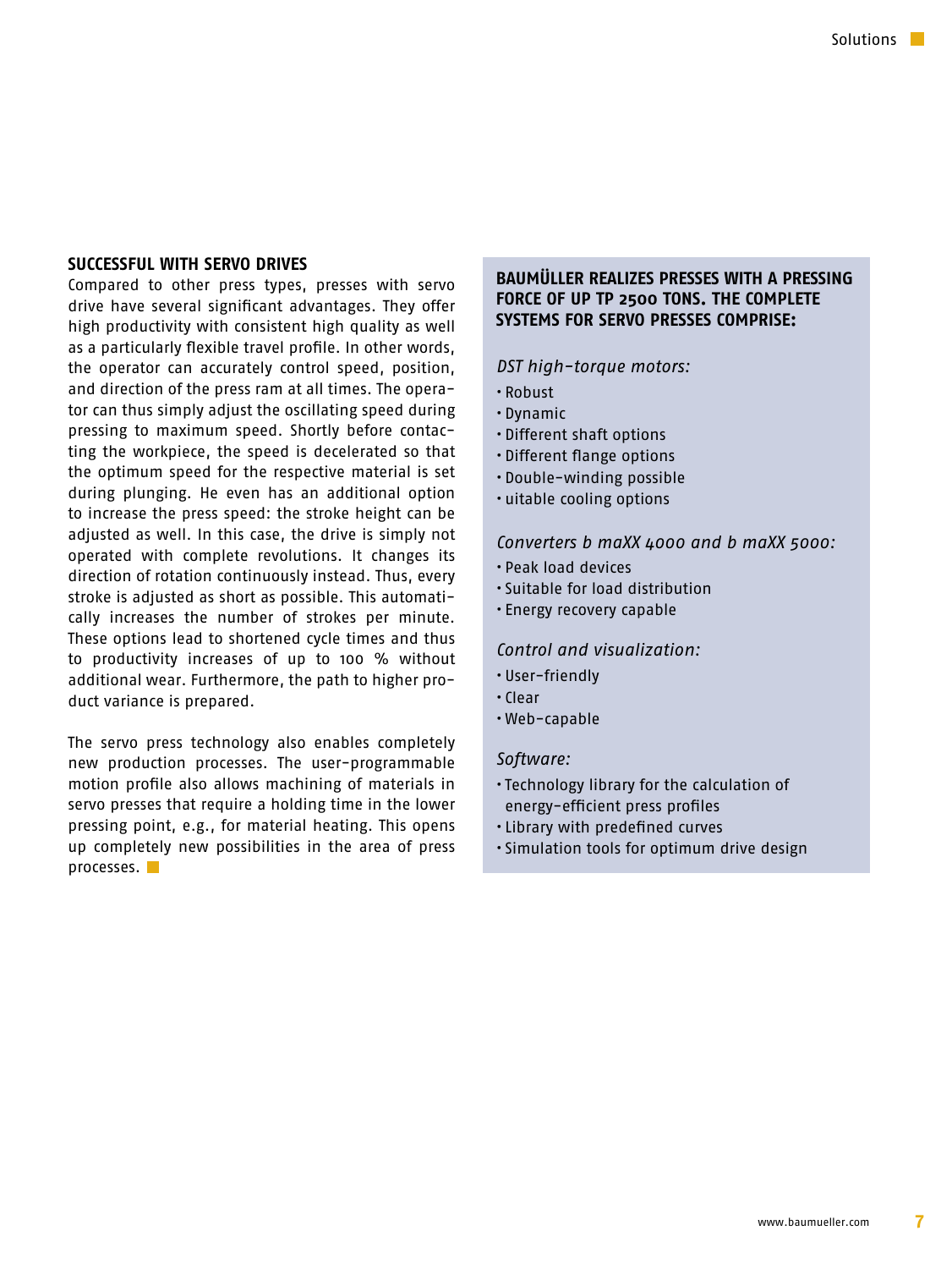## SUCCESSFUL WITH SERVO DRIVES

Compared to other press types, presses with servo drive have several significant advantages. They offer high productivity with consistent high quality as well as a particularly flexible travel profile. In other words, the operator can accurately control speed, position, and direction of the press ram at all times. The operator can thus simply adjust the oscillating speed during pressing to maximum speed. Shortly before contacting the workpiece, the speed is decelerated so that the optimum speed for the respective material is set during plunging. He even has an additional option to increase the press speed: the stroke height can be adjusted as well. In this case, the drive is simply not operated with complete revolutions. It changes its direction of rotation continuously instead. Thus, every stroke is adjusted as short as possible. This automatically increases the number of strokes per minute. These options lead to shortened cycle times and thus to productivity increases of up to 100 % without additional wear. Furthermore, the path to higher product variance is prepared.

The servo press technology also enables completely new production processes. The user-programmable motion profile also allows machining of materials in servo presses that require a holding time in the lower pressing point, e.g., for material heating. This opens up completely new possibilities in the area of press processes.

### BAUMÜLLER REALIZES PRESSES WITH A PRESSING FORCE OF UP TP 2500 TONS. THE COMPLETE SYSTEMS FOR SERVO PRESSES COMPRISE:

*DST high-torque motors:*

- Robust
- Dynamic
- Different shaft options
- Different flange options
- Double-winding possible
- uitable cooling options

*Converters b maXX 4000 and b maXX 5000:*

- Peak load devices
- Suitable for load distribution
- Energy recovery capable

*Control and visualization:*

- User-friendly
- Clear
- Web-capable

*Software:*

- Technology library for the calculation of energy-efficient press profiles
- Library with predefined curves
- Simulation tools for optimum drive design